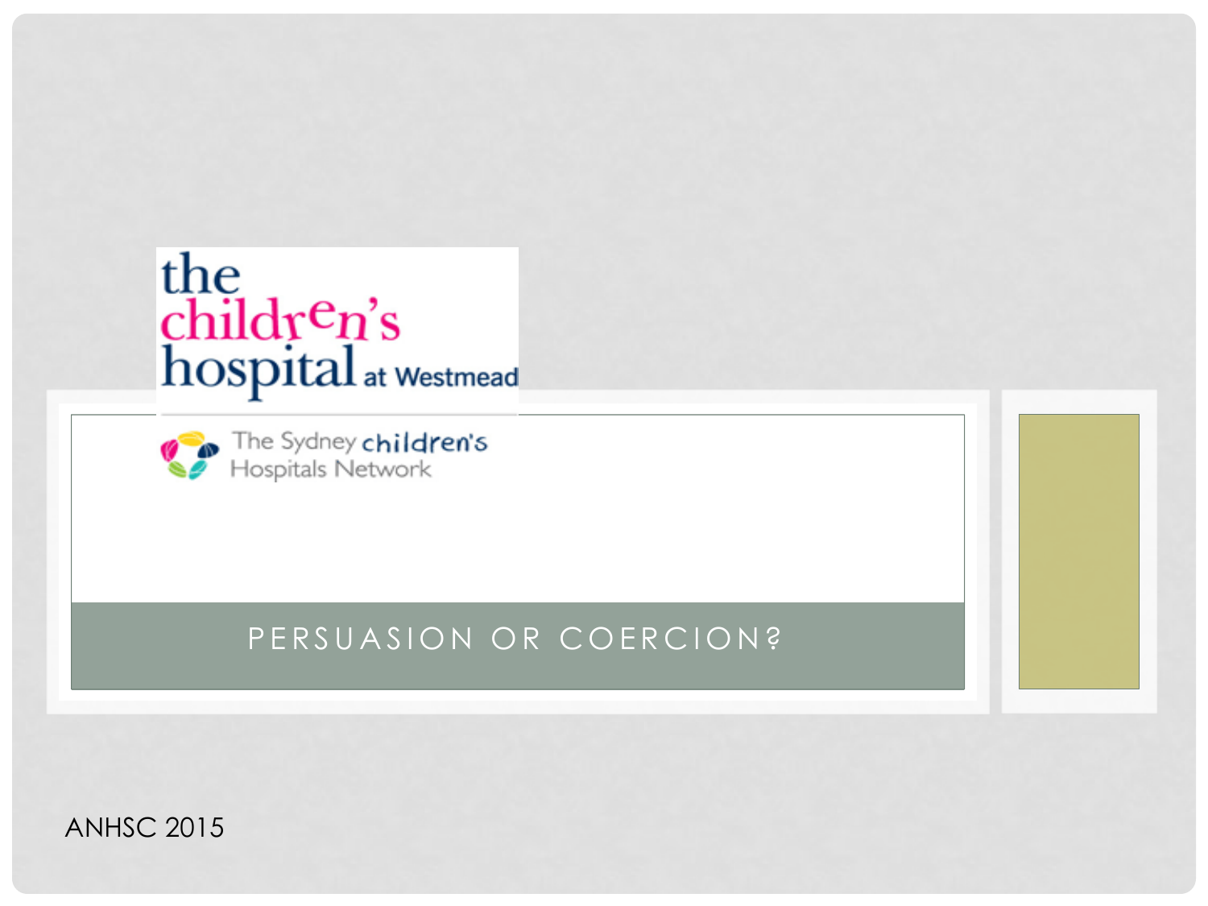the children's hospital at Westmead

The Sydney children's Hospitals Network

# PERSUASION OR COERCION?

ANHSC 2015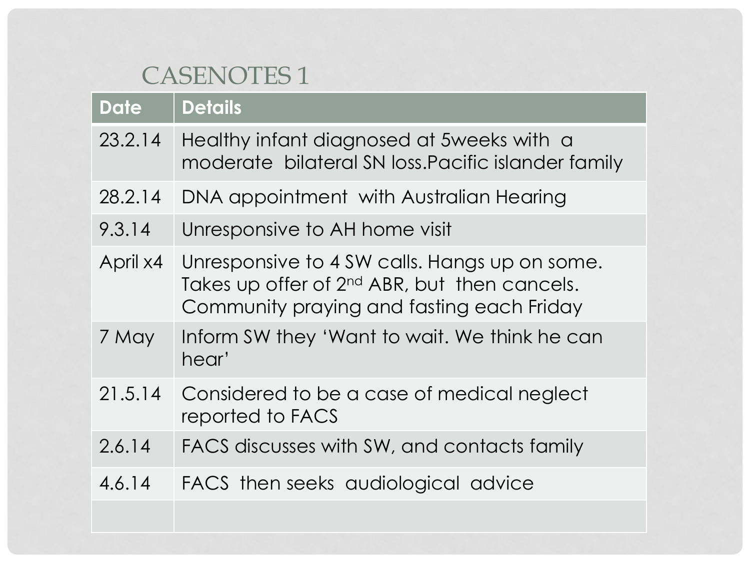# CASENOTES 1

| Date | Details |
|---|---|
| 23.2.14 | Healthy infant diagnosed at 5weeks with a moderate bilateral SN loss.Pacific islander family |
| 28.2.14 | DNA appointment with Australian Hearing |
| 9.3.14 | Unresponsive to AH home visit |
| April x4 | Unresponsive to 4 SW calls. Hangs up on some. Takes up offer of 2nd ABR, but then cancels. Community praying and fasting each Friday |
| 7 May | Inform SW they 'Want to wait. We think he can hear' |
| 21.5.14 | Considered to be a case of medical neglect reported to FACS |
| 2.6.14 | FACS discusses with SW, and contacts family |
| 4.6.14 | FACS then seeks audiological advice |
| | |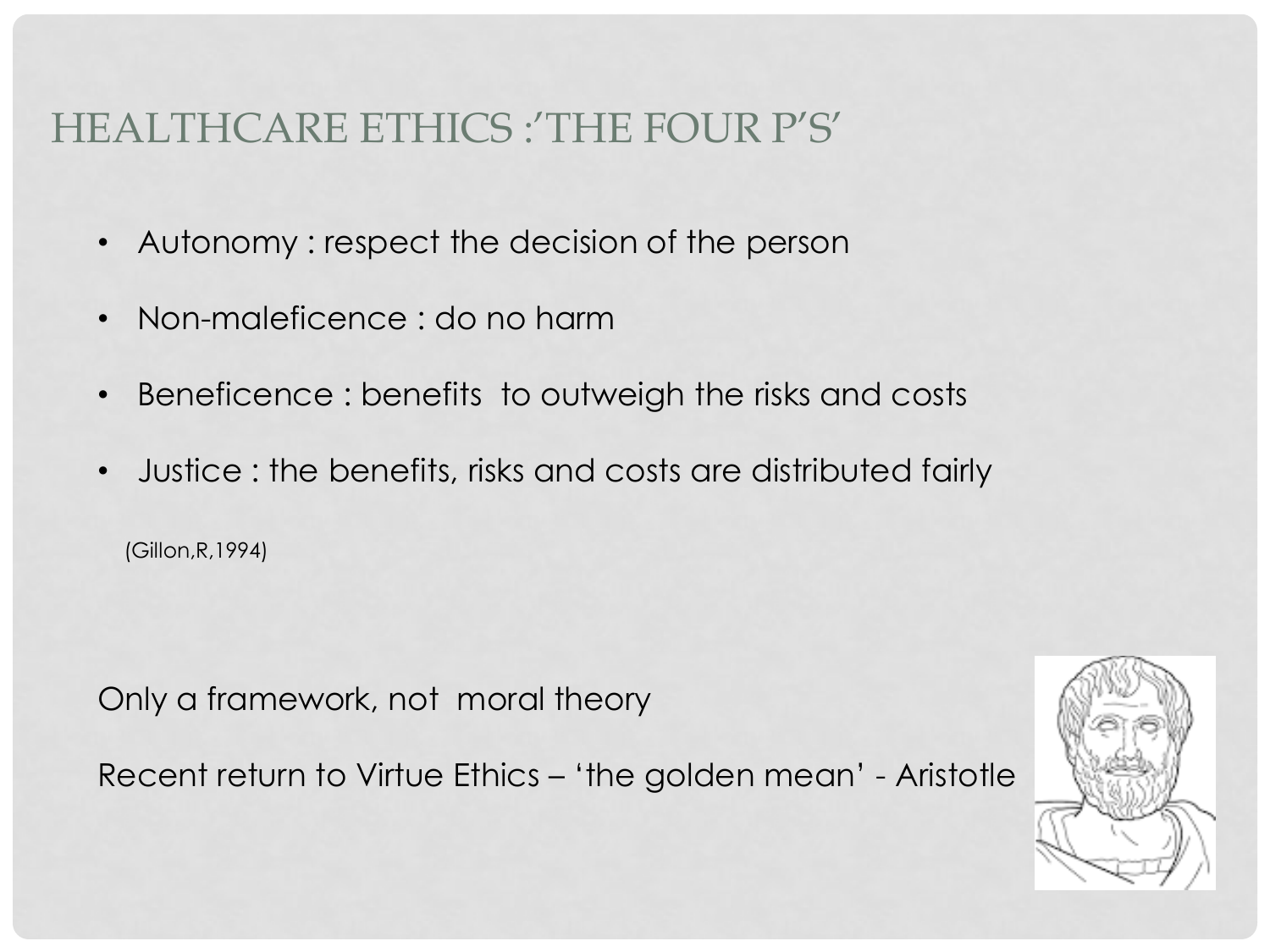# HEALTHCARE ETHICS :'THE FOUR P'S'

- Autonomy : respect the decision of the person
- Non-maleficence : do no harm
- Beneficence : benefits to outweigh the risks and costs
- Justice : the benefits, risks and costs are distributed fairly

(Gillon,R,1994)

Only a framework, not moral theory

Recent return to Virtue Ethics – 'the golden mean' - Aristotle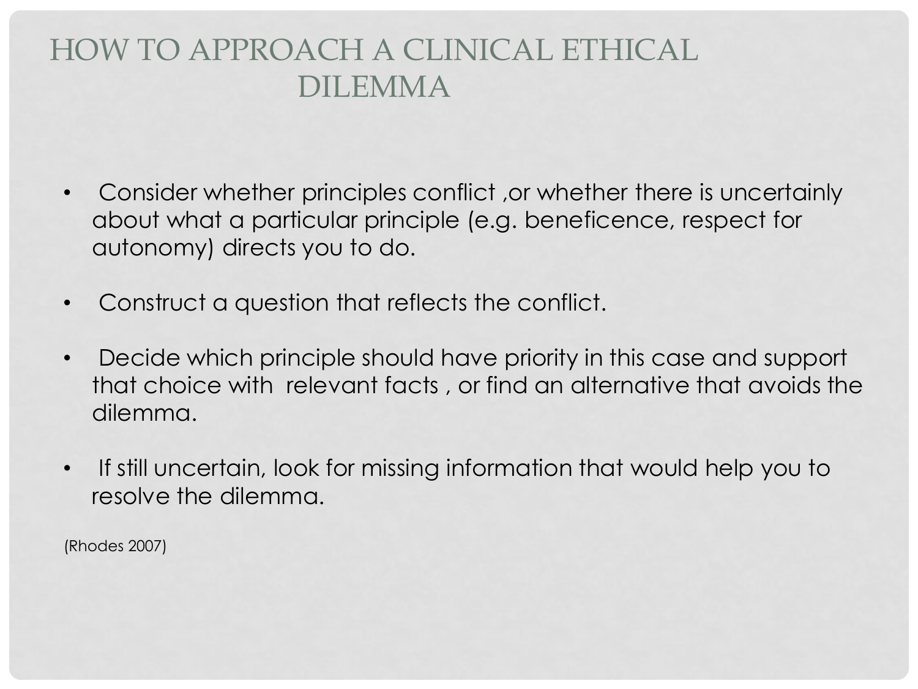# HOW TO APPROACH A CLINICAL ETHICAL DILEMMA

- Consider whether principles conflict ,or whether there is uncertainly about what a particular principle (e.g. beneficence, respect for autonomy) directs you to do.
- Construct a question that reflects the conflict.
- Decide which principle should have priority in this case and support that choice with relevant facts , or find an alternative that avoids the dilemma.
- If still uncertain, look for missing information that would help you to resolve the dilemma.

(Rhodes 2007)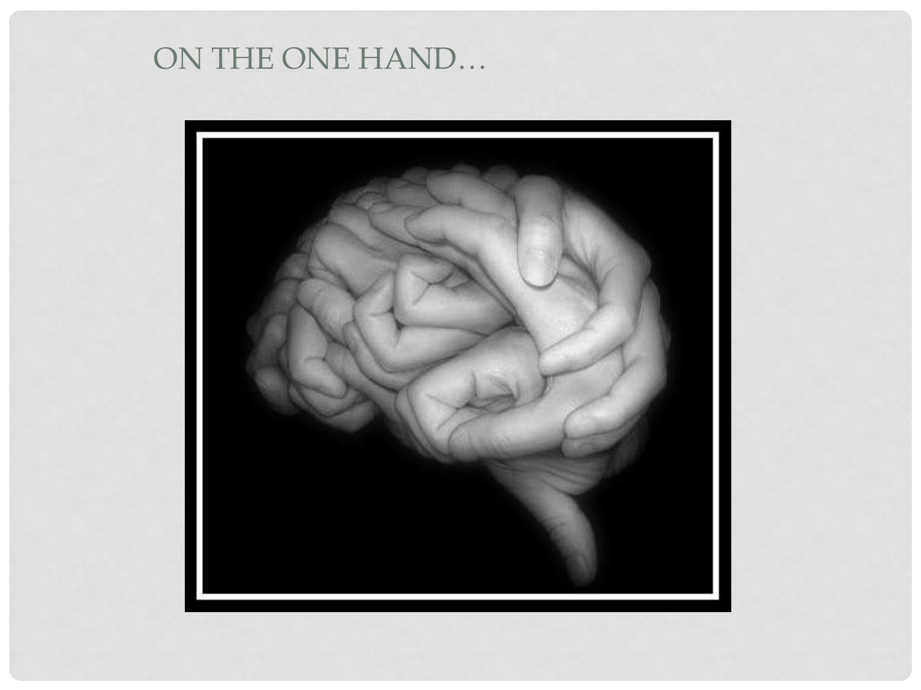# ON THE ONE HAND…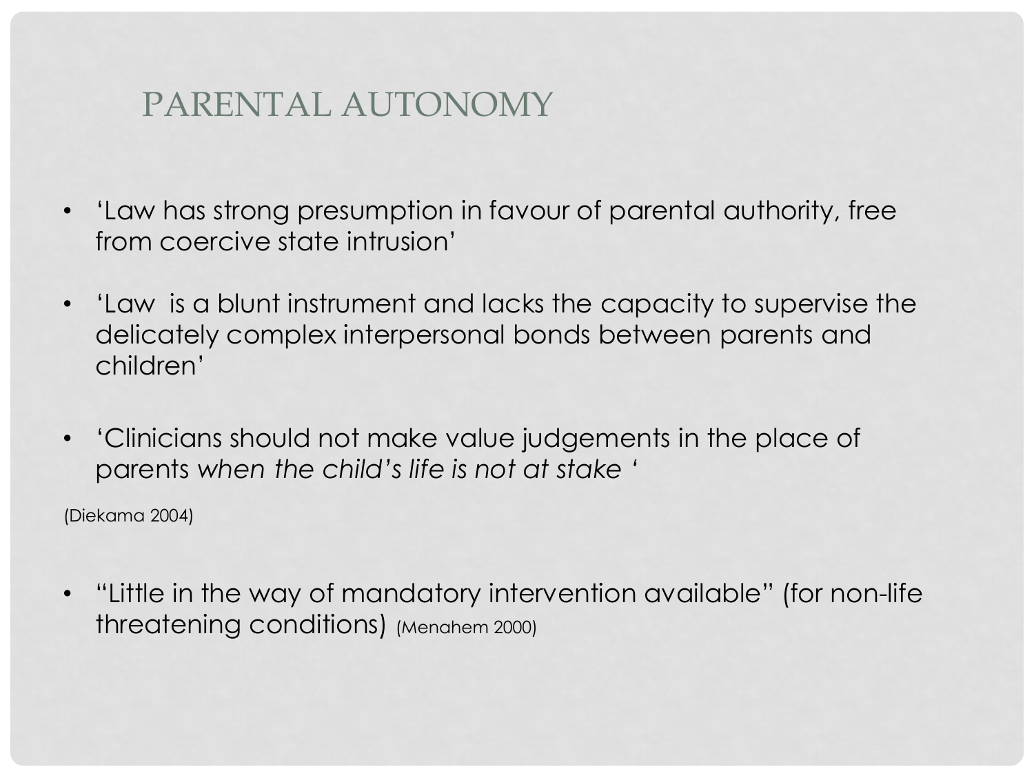# PARENTAL AUTONOMY

- 'Law has strong presumption in favour of parental authority, free from coercive state intrusion'
- 'Law is a blunt instrument and lacks the capacity to supervise the delicately complex interpersonal bonds between parents and children'
- 'Clinicians should not make value judgements in the place of parents *when the child's life is not at stake* '

(Diekama 2004)

- "Little in the way of mandatory intervention available" (for non-life threatening conditions) (Menahem 2000)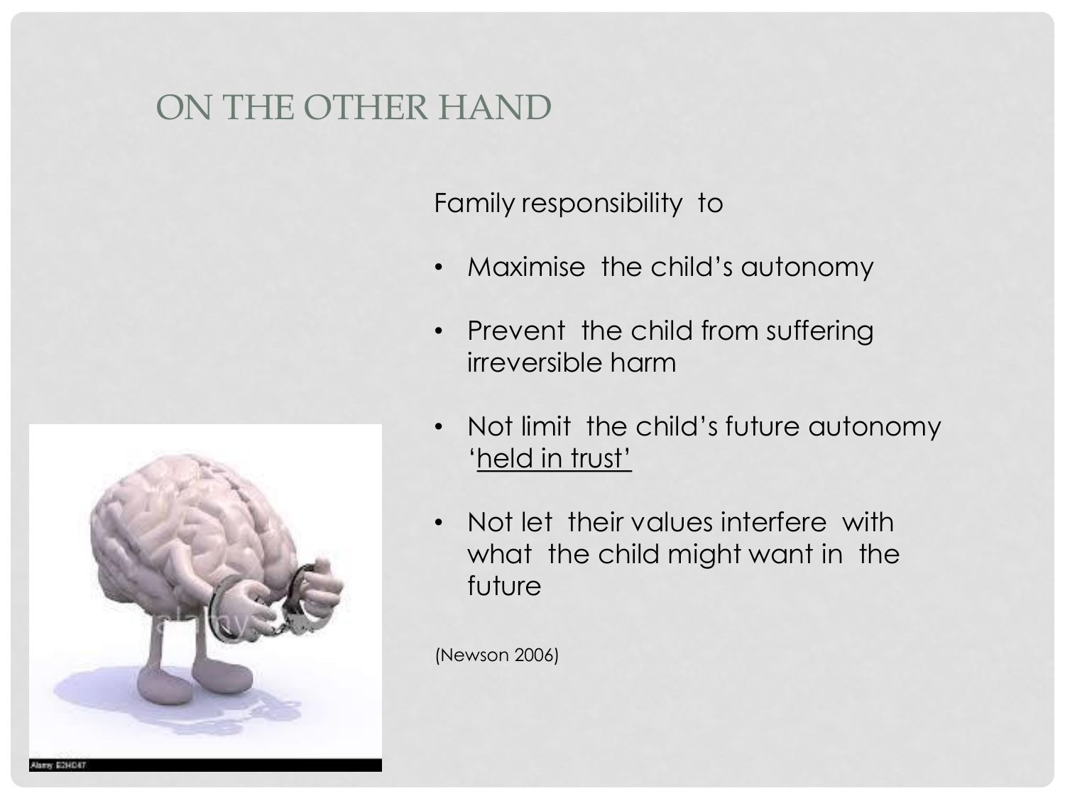# ON THE OTHER HAND

Family responsibility to

- Maximise the child's autonomy
- Prevent the child from suffering irreversible harm
- Not limit the child's future autonomy '<u>held in trust'</u>
- Not let their values interfere with what the child might want in the future

(Newson 2006)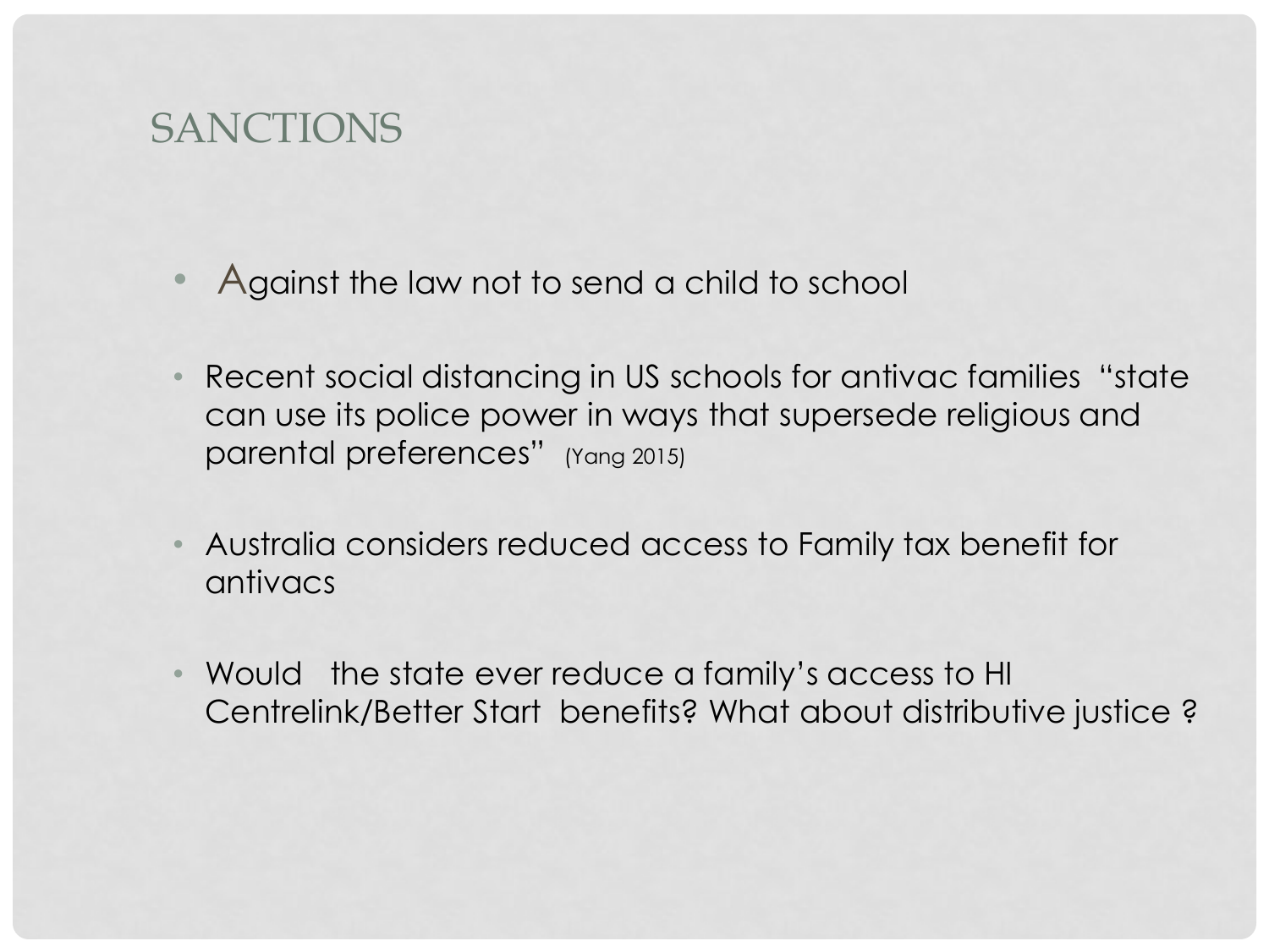# SANCTIONS

- Against the law not to send a child to school
- Recent social distancing in US schools for antivac families "state can use its police power in ways that supersede religious and parental preferences" (Yang 2015)
- Australia considers reduced access to Family tax benefit for antivacs
- Would the state ever reduce a family's access to HI Centrelink/Better Start benefits? What about distributive justice ?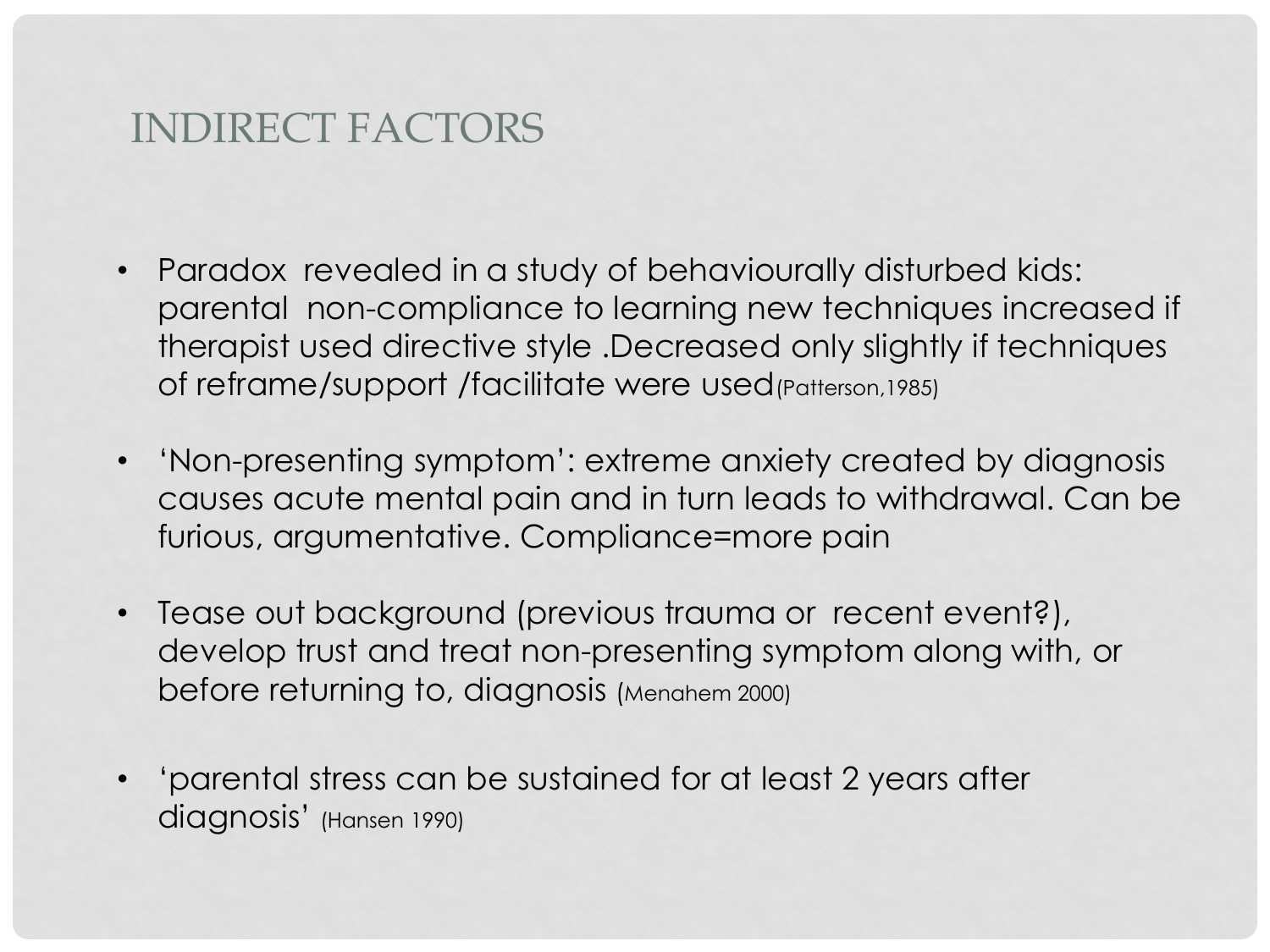# INDIRECT FACTORS

- Paradox  revealed in a study of behaviourally disturbed kids: parental  non-compliance to learning new techniques increased if therapist used directive style .Decreased only slightly if techniques of reframe/support /facilitate were used(Patterson,1985)

- 'Non-presenting symptom': extreme anxiety created by diagnosis causes acute mental pain and in turn leads to withdrawal. Can be furious, argumentative. Compliance=more pain

- Tease out background (previous trauma or  recent event?), develop trust and treat non-presenting symptom along with, or before returning to, diagnosis (Menahem 2000)

- 'parental stress can be sustained for at least 2 years after diagnosis' (Hansen 1990)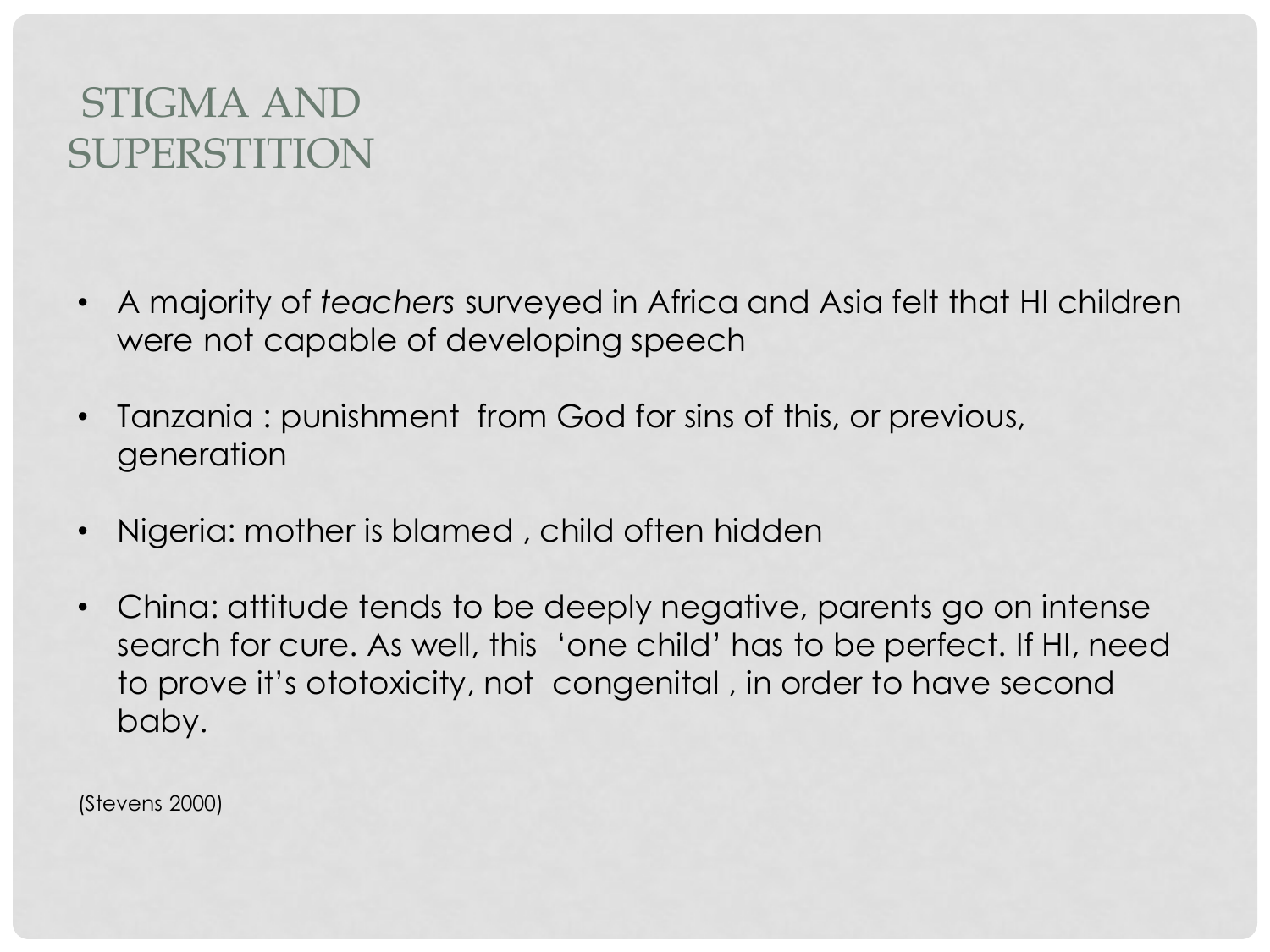# STIGMA AND SUPERSTITION

- A majority of *teachers* surveyed in Africa and Asia felt that HI children were not capable of developing speech
- Tanzania : punishment from God for sins of this, or previous, generation
- Nigeria: mother is blamed , child often hidden
- China: attitude tends to be deeply negative, parents go on intense search for cure. As well, this 'one child' has to be perfect. If HI, need to prove it's ototoxicity, not congenital , in order to have second baby.

(Stevens 2000)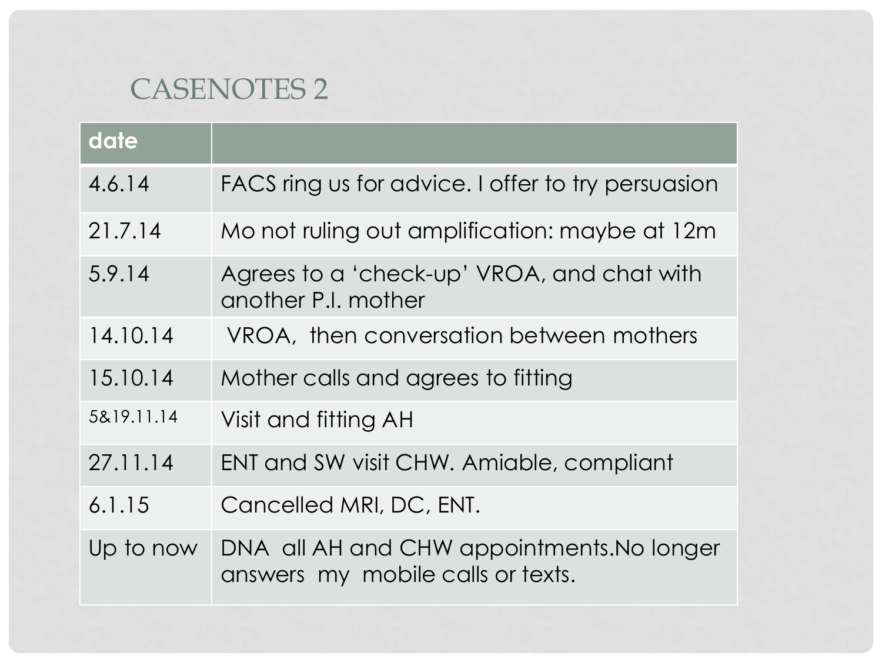# CASENOTES 2

| date | |
|---|---|
| 4.6.14 | FACS ring us for advice. I offer to try persuasion |
| 21.7.14 | Mo not ruling out amplification: maybe at 12m |
| 5.9.14 | Agrees to a 'check-up' VROA, and chat with another P.I. mother |
| 14.10.14 | VROA, then conversation between mothers |
| 15.10.14 | Mother calls and agrees to fitting |
| 5&19.11.14 | Visit and fitting AH |
| 27.11.14 | ENT and SW visit CHW. Amiable, compliant |
| 6.1.15 | Cancelled MRI, DC, ENT. |
| Up to now | DNA all AH and CHW appointments.No longer answers my mobile calls or texts. |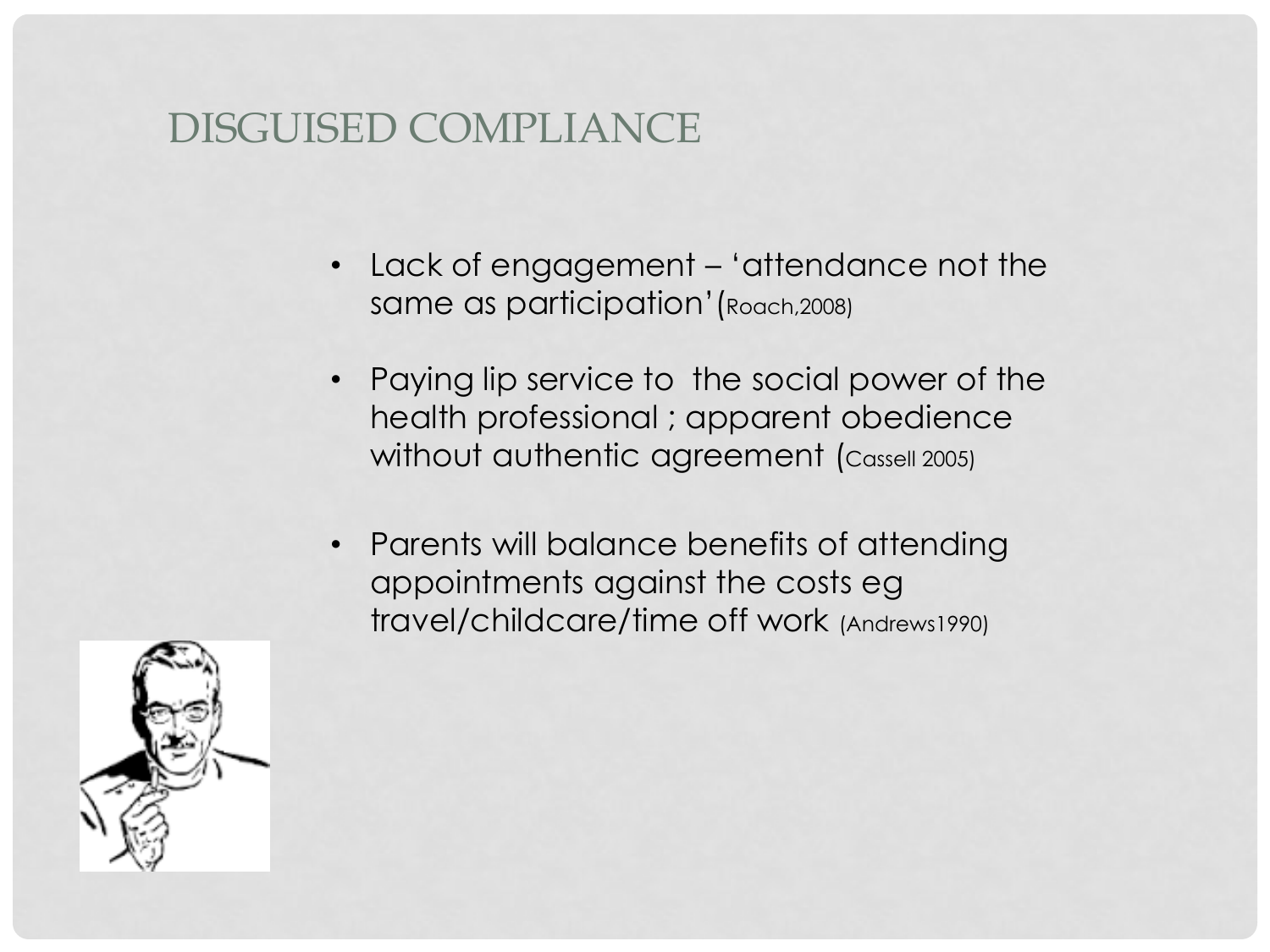# DISGUISED COMPLIANCE

- Lack of engagement – 'attendance not the same as participation'(Roach,2008)
- Paying lip service to the social power of the health professional ; apparent obedience without authentic agreement (Cassell 2005)
- Parents will balance benefits of attending appointments against the costs eg travel/childcare/time off work (Andrews1990)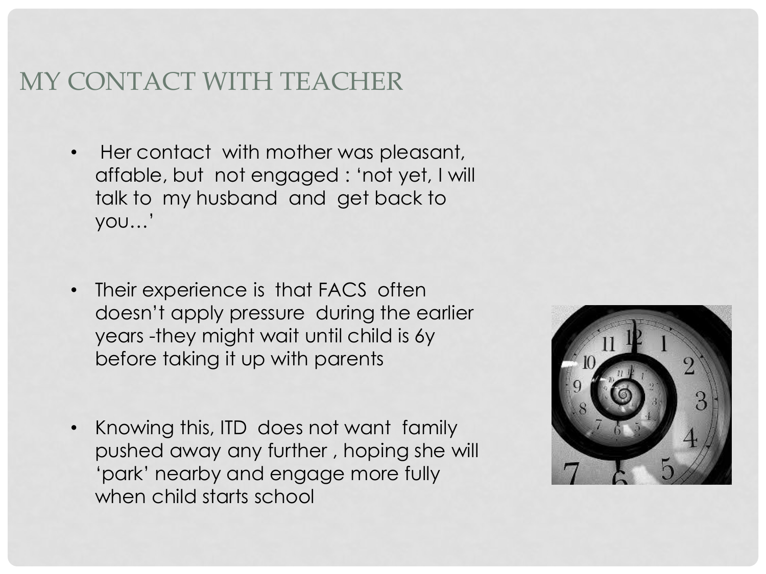# MY CONTACT WITH TEACHER

- Her contact with mother was pleasant, affable, but not engaged : 'not yet, I will talk to my husband and get back to you…'

- Their experience is that FACS often doesn't apply pressure during the earlier years -they might wait until child is 6y before taking it up with parents

- Knowing this, ITD does not want family pushed away any further , hoping she will 'park' nearby and engage more fully when child starts school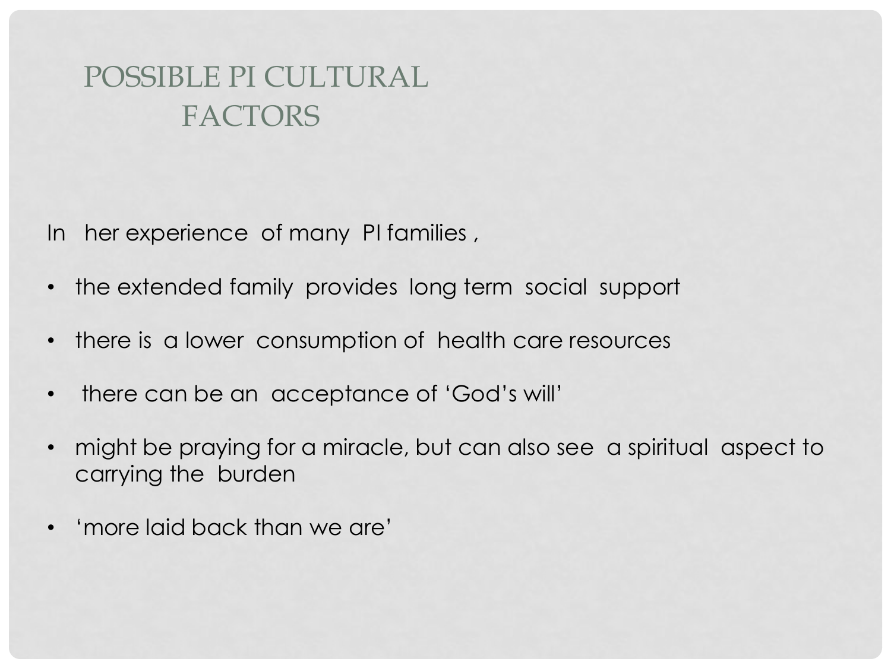# POSSIBLE PI CULTURAL FACTORS

In her experience of many PI families ,

- the extended family provides long term social support
- there is a lower consumption of health care resources
- there can be an acceptance of ‘God’s will’
- might be praying for a miracle, but can also see a spiritual aspect to carrying the burden
- ‘more laid back than we are’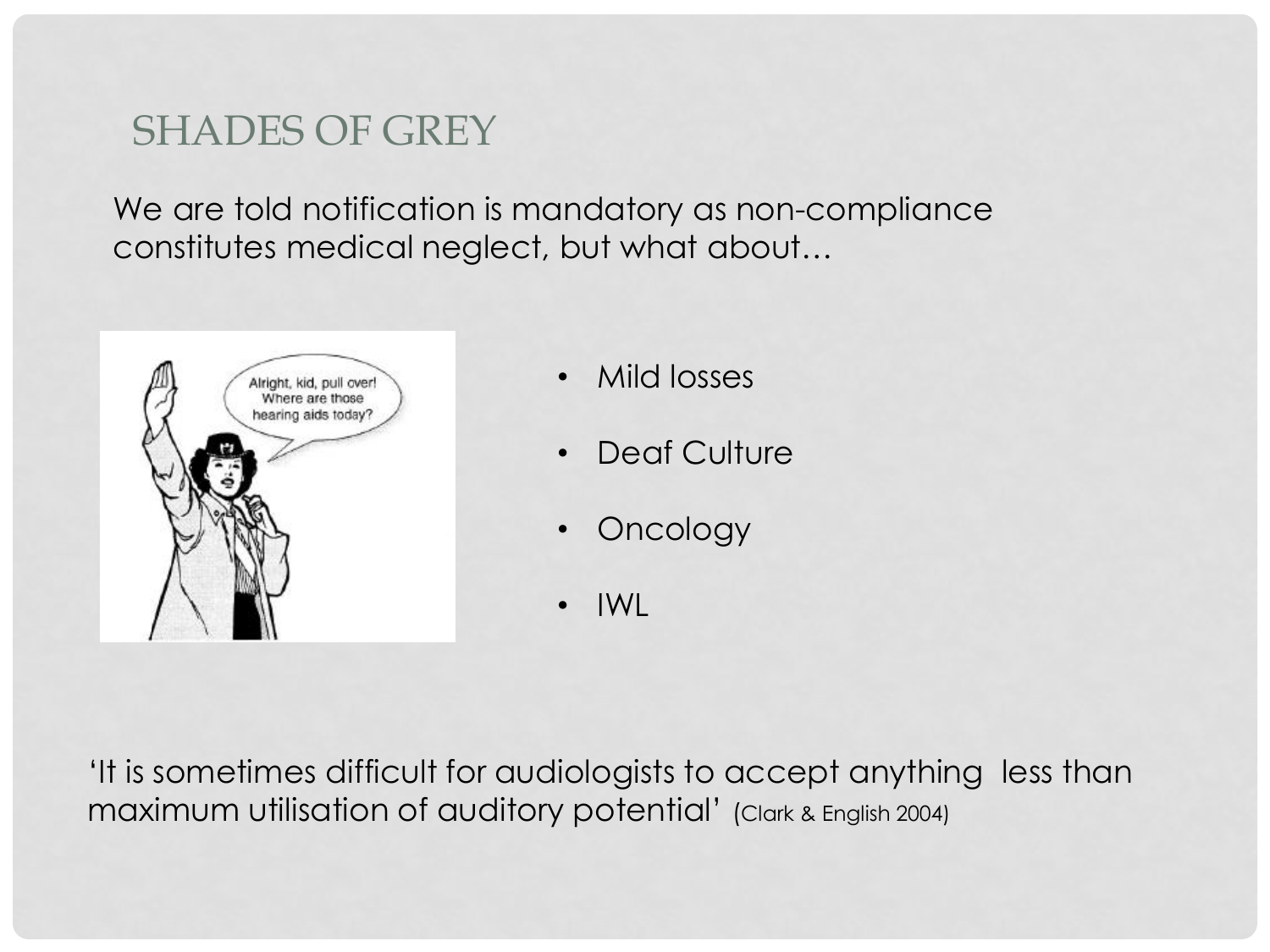# SHADES OF GREY

We are told notification is mandatory as non-compliance constitutes medical neglect, but what about…

- Mild losses
- Deaf Culture
- Oncology
- IWL

'It is sometimes difficult for audiologists to accept anything less than maximum utilisation of auditory potential' (Clark & English 2004)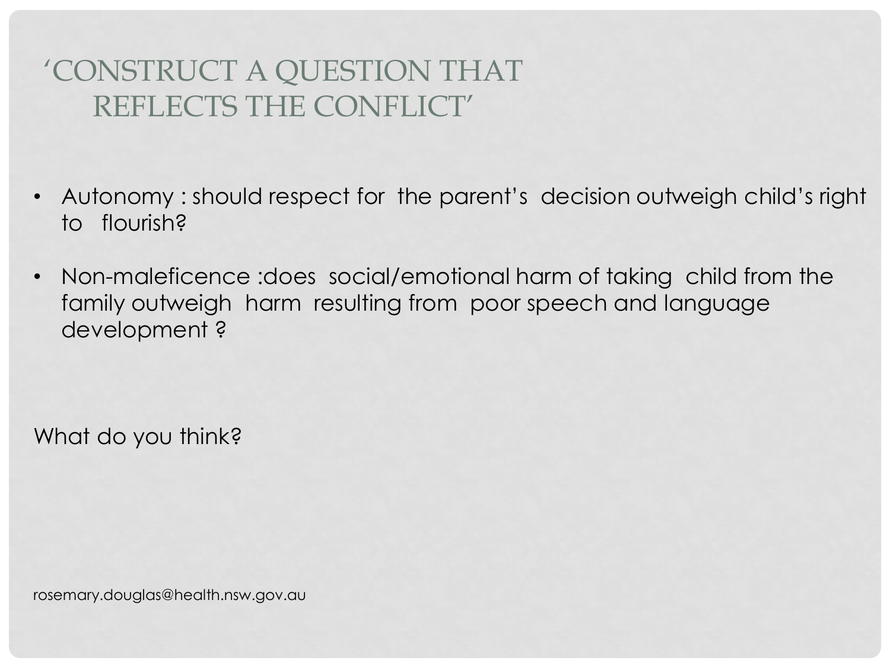# 'CONSTRUCT A QUESTION THAT REFLECTS THE CONFLICT'

- Autonomy : should respect for the parent's decision outweigh child's right to flourish?
- Non-maleficence :does social/emotional harm of taking child from the family outweigh harm resulting from poor speech and language development ?

What do you think?

rosemary.douglas@health.nsw.gov.au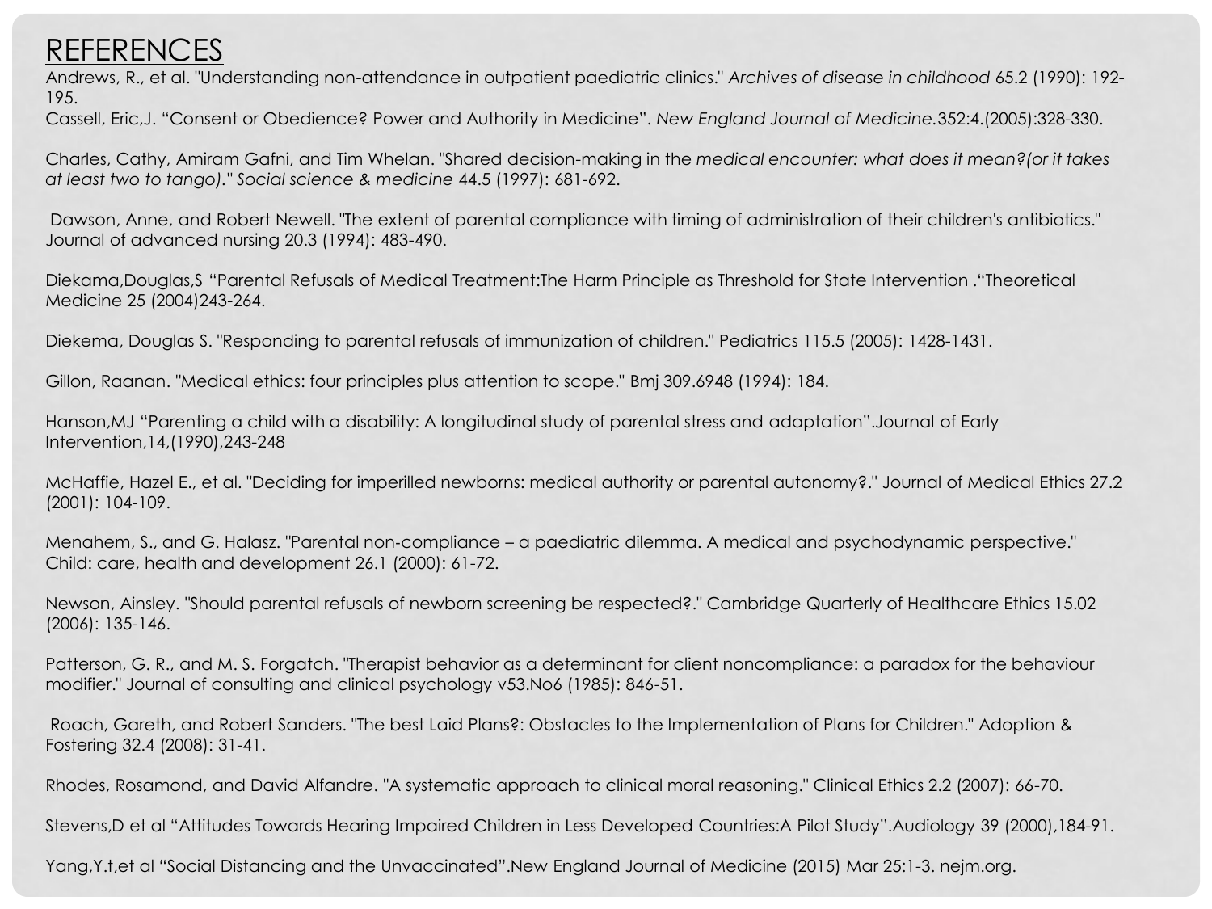# REFERENCES

Andrews, R., et al. "Understanding non-attendance in outpatient paediatric clinics." *Archives of disease in childhood* 65.2 (1990): 192-195.

Cassell, Eric,J. "Consent or Obedience? Power and Authority in Medicine". *New England Journal of Medicine*.352:4.(2005):328-330.

Charles, Cathy, Amiram Gafni, and Tim Whelan. "Shared decision-making in the *medical encounter: what does it mean?(or it takes at least two to tango)*." *Social science & medicine* 44.5 (1997): 681-692.

Dawson, Anne, and Robert Newell. "The extent of parental compliance with timing of administration of their children's antibiotics." Journal of advanced nursing 20.3 (1994): 483-490.

Diekama,Douglas,S "Parental Refusals of Medical Treatment:The Harm Principle as Threshold for State Intervention ."Theoretical Medicine 25 (2004)243-264.

Diekema, Douglas S. "Responding to parental refusals of immunization of children." Pediatrics 115.5 (2005): 1428-1431.

Gillon, Raanan. "Medical ethics: four principles plus attention to scope." Bmj 309.6948 (1994): 184.

Hanson,MJ "Parenting a child with a disability: A longitudinal study of parental stress and adaptation".Journal of Early Intervention,14,(1990),243-248

McHaffie, Hazel E., et al. "Deciding for imperilled newborns: medical authority or parental autonomy?." Journal of Medical Ethics 27.2 (2001): 104-109.

Menahem, S., and G. Halasz. "Parental non-compliance – a paediatric dilemma. A medical and psychodynamic perspective." Child: care, health and development 26.1 (2000): 61-72.

Newson, Ainsley. "Should parental refusals of newborn screening be respected?." Cambridge Quarterly of Healthcare Ethics 15.02 (2006): 135-146.

Patterson, G. R., and M. S. Forgatch. "Therapist behavior as a determinant for client noncompliance: a paradox for the behaviour modifier." Journal of consulting and clinical psychology v53.No6 (1985): 846-51.

Roach, Gareth, and Robert Sanders. "The best Laid Plans?: Obstacles to the Implementation of Plans for Children." Adoption & Fostering 32.4 (2008): 31-41.

Rhodes, Rosamond, and David Alfandre. "A systematic approach to clinical moral reasoning." Clinical Ethics 2.2 (2007): 66-70.

Stevens,D et al "Attitudes Towards Hearing Impaired Children in Less Developed Countries:A Pilot Study".Audiology 39 (2000),184-91.

Yang,Y.t,et al "Social Distancing and the Unvaccinated".New England Journal of Medicine (2015) Mar 25:1-3. nejm.org.